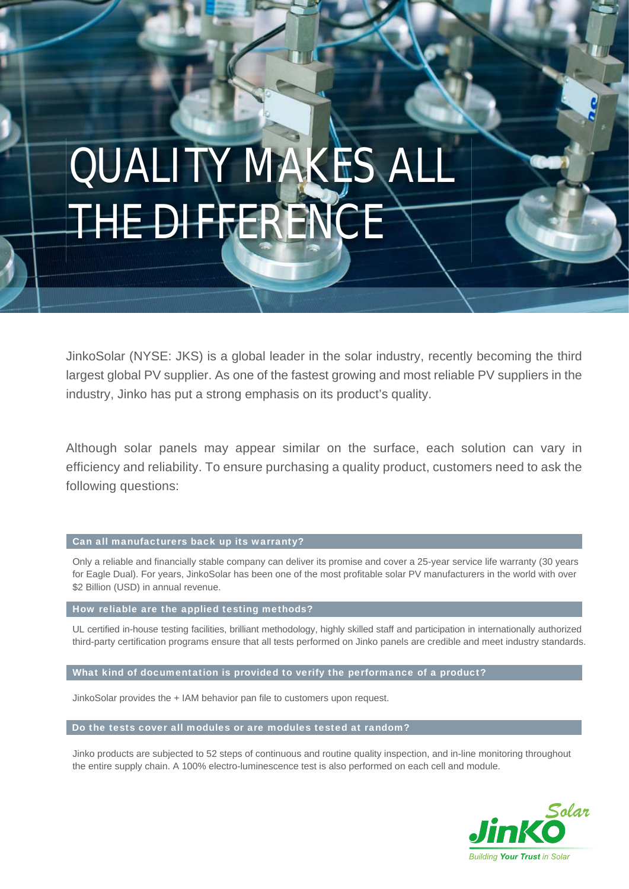# QUALITY MAKES ALL THE DIFFERENCE

JinkoSolar (NYSE: JKS) is a global leader in the solar industry, recently becoming the third largest global PV supplier. As one of the fastest growing and most reliable PV suppliers in the industry, Jinko has put a strong emphasis on its product's quality.

Although solar panels may appear similar on the surface, each solution can vary in efficiency and reliability. To ensure purchasing a quality product, customers need to ask the following questions:

### Can all manufacturers back up its warranty?

Only a reliable and financially stable company can deliver its promise and cover a 25-year service life warranty (30 years for Eagle Dual). For years, JinkoSolar has been one of the most profitable solar PV manufacturers in the world with over $2 Billion (USD) in annual revenue.

### How reliable are the applied testing methods?

UL certified in-house testing facilities, brilliant methodology, highly skilled staff and participation in internationally authorized third-party certification programs ensure that all tests performed on Jinko panels are credible and meet industry standards.

### What kind of documentation is provided to verify the performance of a product?

JinkoSolar provides the + IAM behavior pan file to customers upon request.

### Do the tests cover all modules or are modules tested at random?

Jinko products are subjected to 52 steps of continuous and routine quality inspection, and in-line monitoring throughout the entire supply chain. A 100% electro-luminescence test is also performed on each cell and module.

JinKO Solar
*Building **Your Trust** in Solar*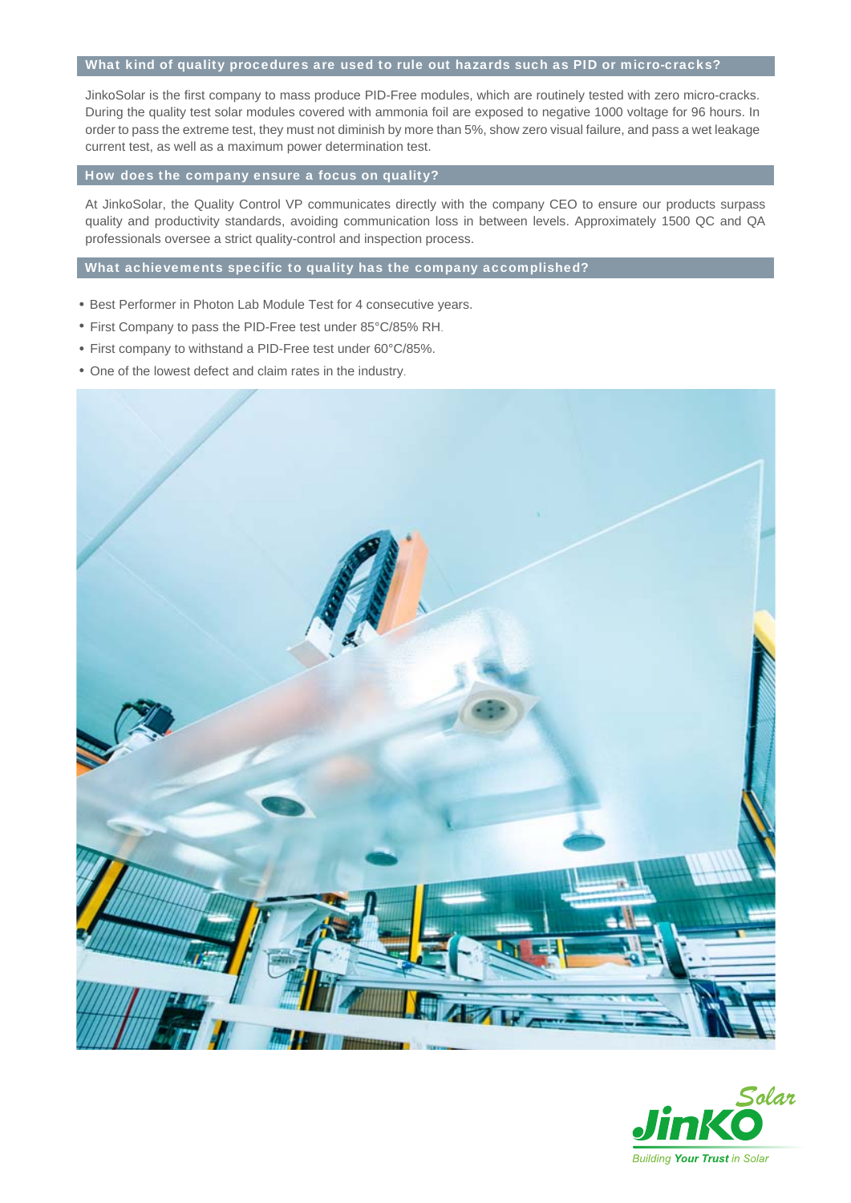## What kind of quality procedures are used to rule out hazards such as PID or micro-cracks?

JinkoSolar is the first company to mass produce PID-Free modules, which are routinely tested with zero micro-cracks. During the quality test solar modules covered with ammonia foil are exposed to negative 1000 voltage for 96 hours. In order to pass the extreme test, they must not diminish by more than 5%, show zero visual failure, and pass a wet leakage current test, as well as a maximum power determination test.

## How does the company ensure a focus on quality?

At JinkoSolar, the Quality Control VP communicates directly with the company CEO to ensure our products surpass quality and productivity standards, avoiding communication loss in between levels. Approximately 1500 QC and QA professionals oversee a strict quality-control and inspection process.

## What achievements specific to quality has the company accomplished?

- Best Performer in Photon Lab Module Test for 4 consecutive years.
- First Company to pass the PID-Free test under 85°C/85% RH.
- First company to withstand a PID-Free test under 60°C/85%.
- One of the lowest defect and claim rates in the industry.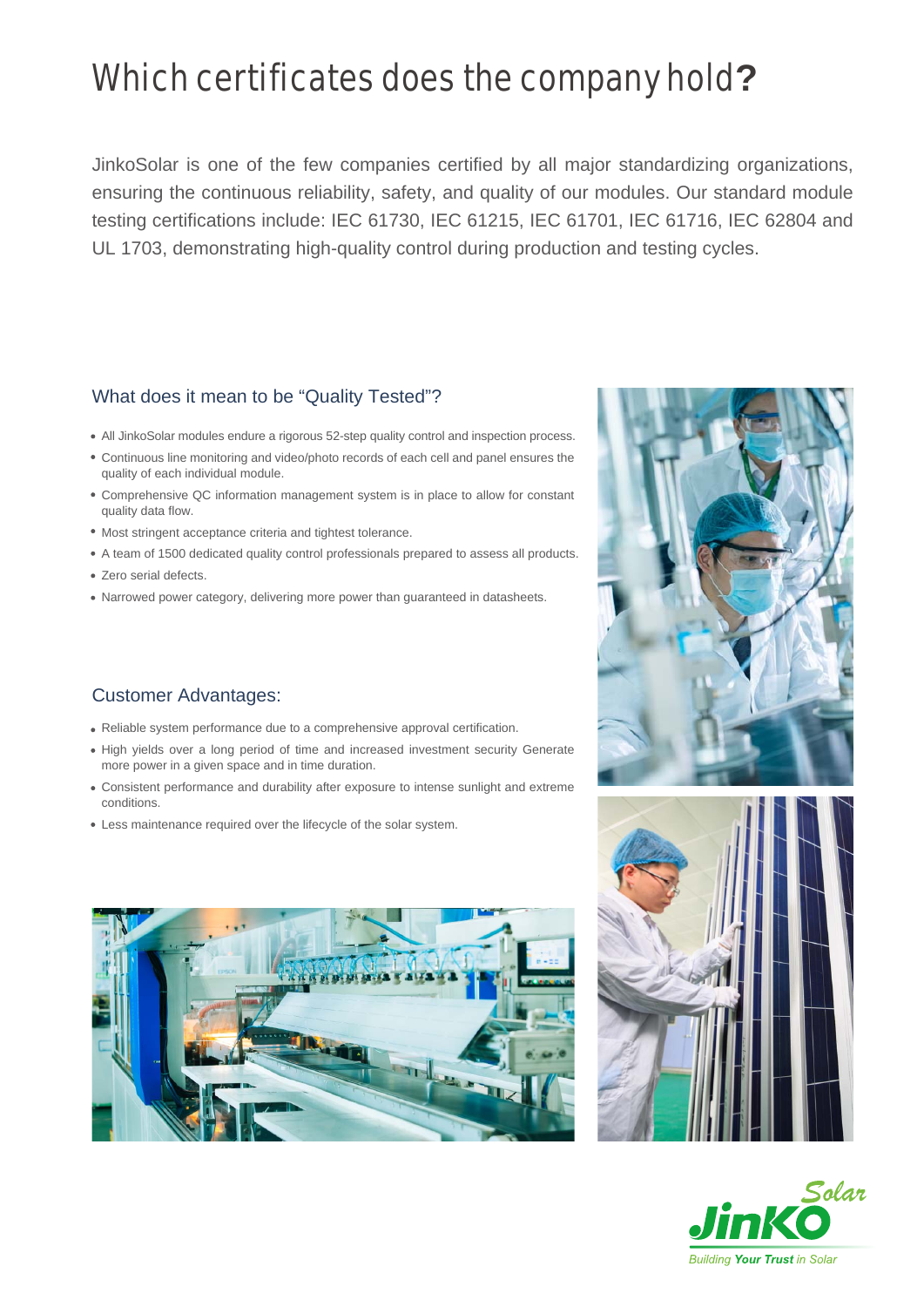# Which certificates does the company hold?

JinkoSolar is one of the few companies certified by all major standardizing organizations, ensuring the continuous reliability, safety, and quality of our modules. Our standard module testing certifications include: IEC 61730, IEC 61215, IEC 61701, IEC 61716, IEC 62804 and UL 1703, demonstrating high-quality control during production and testing cycles.

## What does it mean to be "Quality Tested"?

- All JinkoSolar modules endure a rigorous 52-step quality control and inspection process.
- Continuous line monitoring and video/photo records of each cell and panel ensures the quality of each individual module.
- Comprehensive QC information management system is in place to allow for constant quality data flow.
- Most stringent acceptance criteria and tightest tolerance.
- A team of 1500 dedicated quality control professionals prepared to assess all products.
- Zero serial defects.
- Narrowed power category, delivering more power than guaranteed in datasheets.

## Customer Advantages:

- Reliable system performance due to a comprehensive approval certification.
- High yields over a long period of time and increased investment security Generate more power in a given space and in time duration.
- Consistent performance and durability after exposure to intense sunlight and extreme conditions.
- Less maintenance required over the lifecycle of the solar system.

JinKO Solar
*Building **Your Trust** in Solar*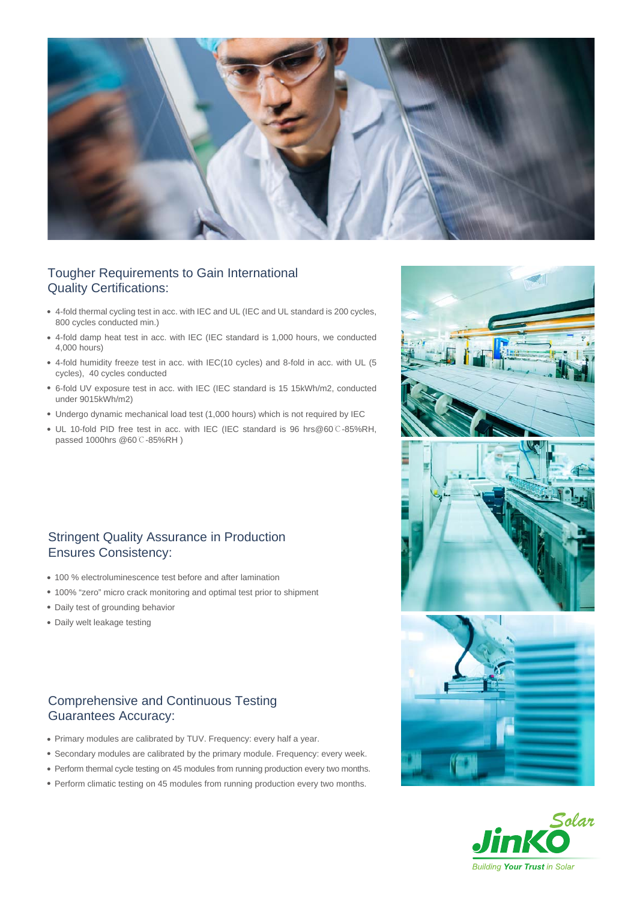## Tougher Requirements to Gain International Quality Certifications:

- 4-fold thermal cycling test in acc. with IEC and UL (IEC and UL standard is 200 cycles, 800 cycles conducted min.)
- 4-fold damp heat test in acc. with IEC (IEC standard is 1,000 hours, we conducted 4,000 hours)
- 4-fold humidity freeze test in acc. with IEC(10 cycles) and 8-fold in acc. with UL (5 cycles), 40 cycles conducted
- 6-fold UV exposure test in acc. with IEC (IEC standard is 15 15kWh/m2, conducted under 9015kWh/m2)
- Undergo dynamic mechanical load test (1,000 hours) which is not required by IEC
- UL 10-fold PID free test in acc. with IEC (IEC standard is 96 hrs@60℃-85%RH, passed 1000hrs @60℃-85%RH )

## Stringent Quality Assurance in Production Ensures Consistency:

- 100 % electroluminescence test before and after lamination
- 100% "zero" micro crack monitoring and optimal test prior to shipment
- Daily test of grounding behavior
- Daily welt leakage testing

## Comprehensive and Continuous Testing Guarantees Accuracy:

- Primary modules are calibrated by TUV. Frequency: every half a year.
- Secondary modules are calibrated by the primary module. Frequency: every week.
- Perform thermal cycle testing on 45 modules from running production every two months.
- Perform climatic testing on 45 modules from running production every two months.

JinKO Solar

Building Your Trust in Solar